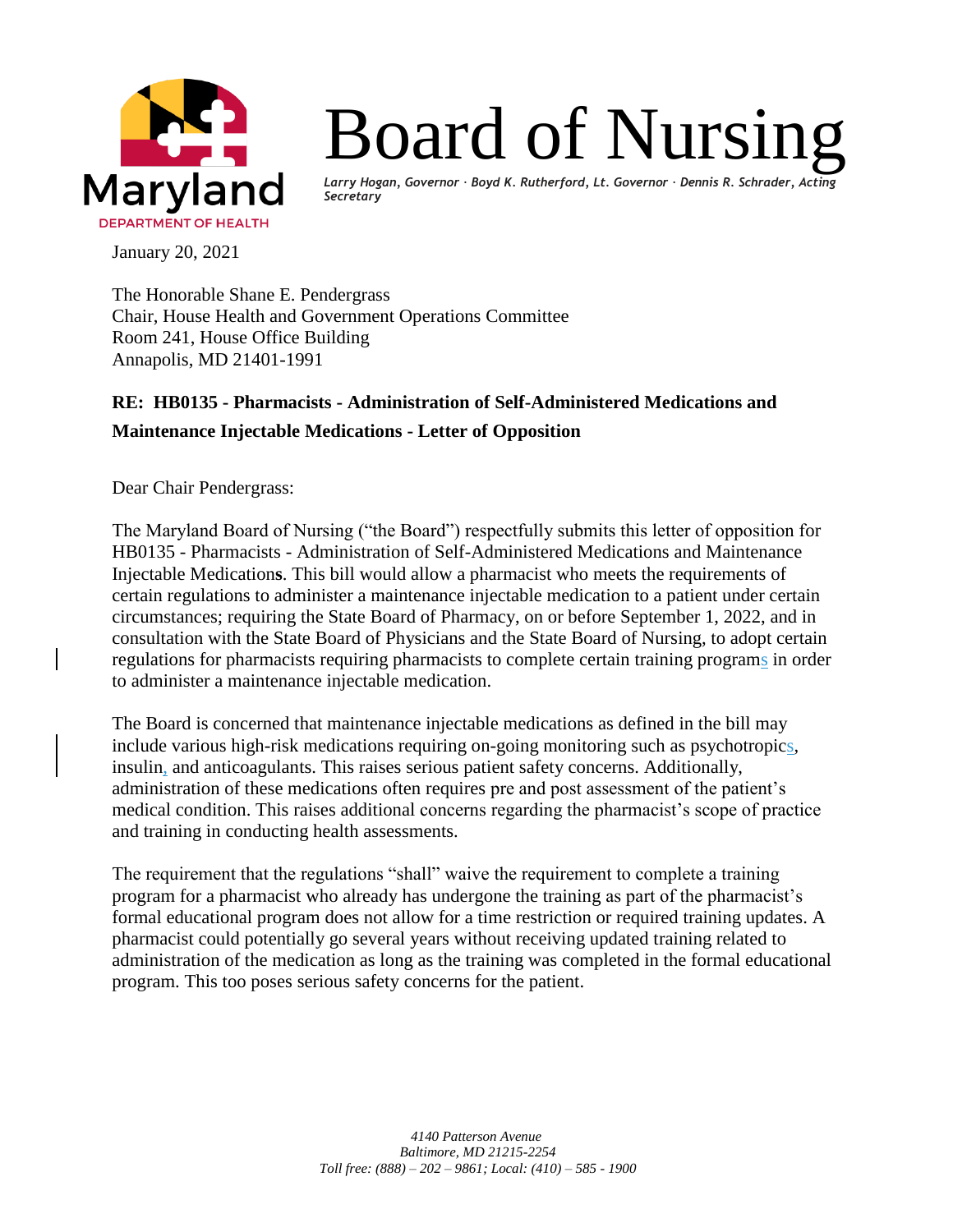Maryland DEPARTMENT OF HEALTH

# Board of Nursing

*Larry Hogan, Governor · Boyd K. Rutherford, Lt. Governor · Dennis R. Schrader, Acting Secretary*

January 20, 2021

The Honorable Shane E. Pendergrass
Chair, House Health and Government Operations Committee
Room 241, House Office Building
Annapolis, MD 21401-1991

**RE: HB0135 - Pharmacists - Administration of Self-Administered Medications and Maintenance Injectable Medications - Letter of Opposition**

Dear Chair Pendergrass:

The Maryland Board of Nursing ("the Board") respectfully submits this letter of opposition for HB0135 - Pharmacists - Administration of Self-Administered Medications and Maintenance Injectable Medication**s**. This bill would allow a pharmacist who meets the requirements of certain regulations to administer a maintenance injectable medication to a patient under certain circumstances; requiring the State Board of Pharmacy, on or before September 1, 2022, and in consultation with the State Board of Physicians and the State Board of Nursing, to adopt certain regulations for pharmacists requiring pharmacists to complete certain training programs in order to administer a maintenance injectable medication.

The Board is concerned that maintenance injectable medications as defined in the bill may include various high-risk medications requiring on-going monitoring such as psychotropics, insulin, and anticoagulants. This raises serious patient safety concerns. Additionally, administration of these medications often requires pre and post assessment of the patient's medical condition. This raises additional concerns regarding the pharmacist's scope of practice and training in conducting health assessments.

The requirement that the regulations "shall" waive the requirement to complete a training program for a pharmacist who already has undergone the training as part of the pharmacist's formal educational program does not allow for a time restriction or required training updates. A pharmacist could potentially go several years without receiving updated training related to administration of the medication as long as the training was completed in the formal educational program. This too poses serious safety concerns for the patient.

*4140 Patterson Avenue*
*Baltimore, MD 21215-2254*
*Toll free: (888) – 202 – 9861; Local: (410) – 585 - 1900*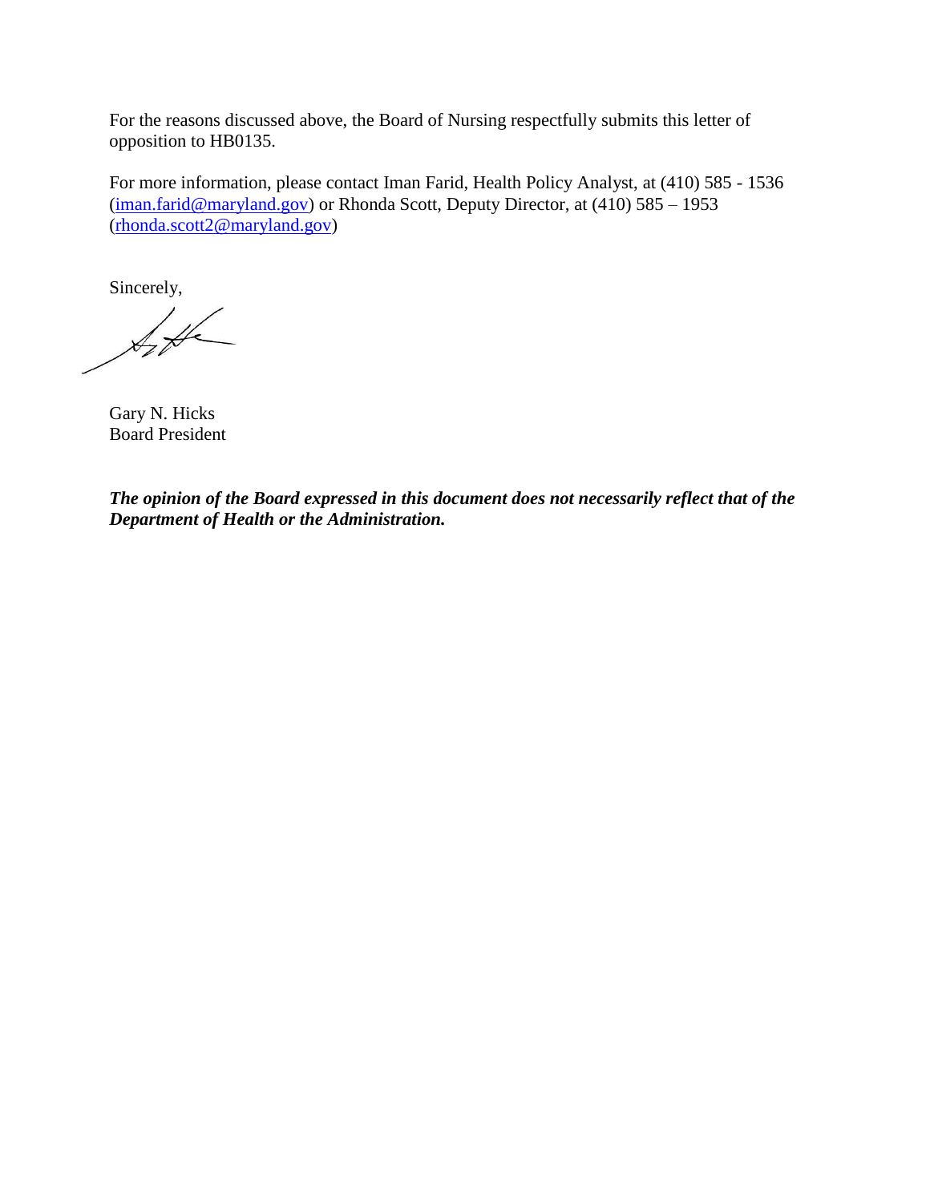For the reasons discussed above, the Board of Nursing respectfully submits this letter of opposition to HB0135.

For more information, please contact Iman Farid, Health Policy Analyst, at (410) 585 - 1536 (iman.farid@maryland.gov) or Rhonda Scott, Deputy Director, at (410) 585 – 1953 (rhonda.scott2@maryland.gov)

Sincerely,

Gary N. Hicks
Board President

***The opinion of the Board expressed in this document does not necessarily reflect that of the Department of Health or the Administration.***